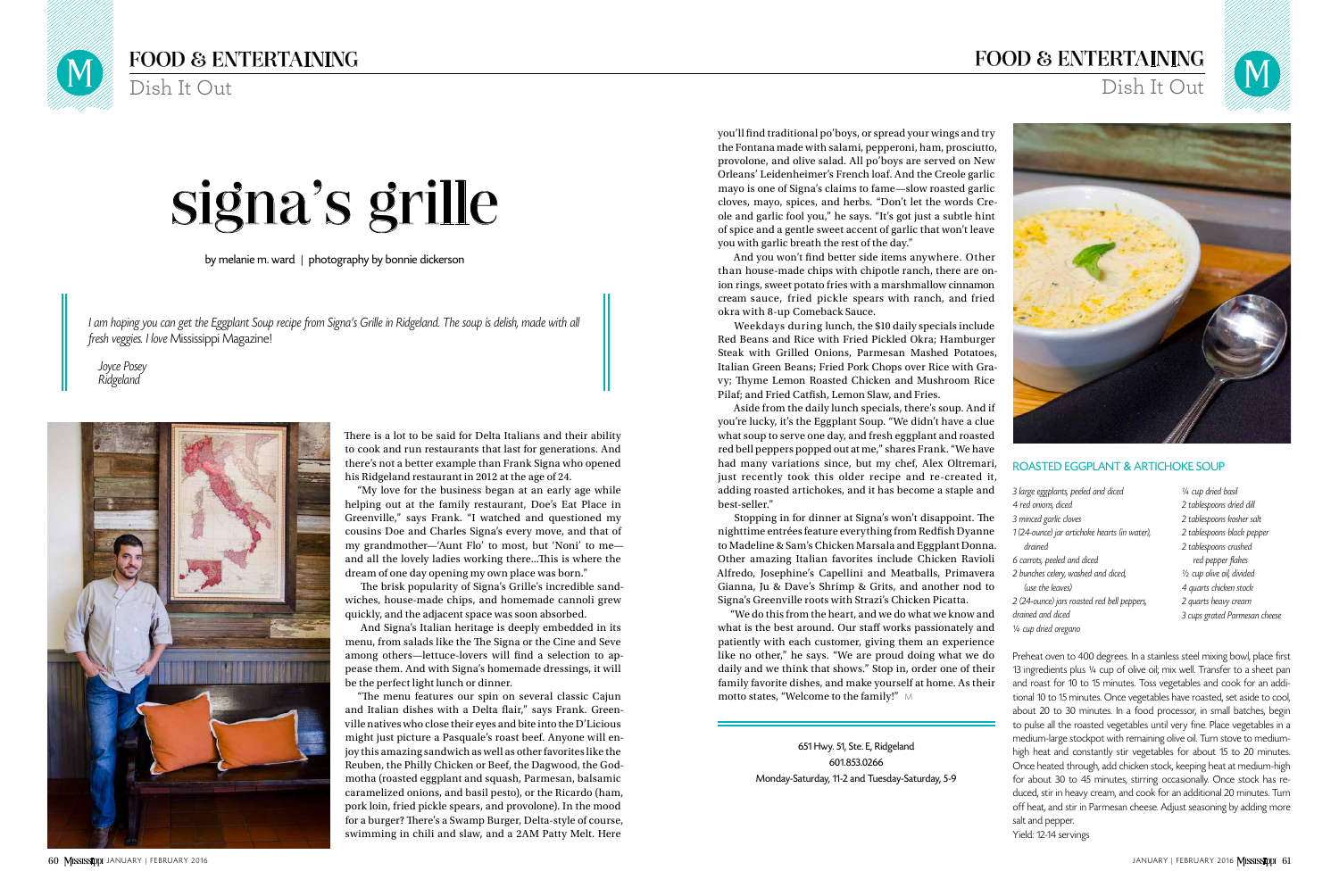# signa's grille

by melanie m. ward | photography by bonnie dickerson

> *I am hoping you can get the Eggplant Soup recipe from Signa's Grille in Ridgeland. The soup is delish, made with all fresh veggies. I love* Mississippi Magazine!
>
> *Joyce Posey*
> *Ridgeland*

There is a lot to be said for Delta Italians and their ability to cook and run restaurants that last for generations. And there's not a better example than Frank Signa who opened his Ridgeland restaurant in 2012 at the age of 24.

"My love for the business began at an early age while helping out at the family restaurant, Doe's Eat Place in Greenville," says Frank. "I watched and questioned my cousins Doe and Charles Signa's every move, and that of my grandmother—'Aunt Flo' to most, but 'Noni' to me—and all the lovely ladies working there...This is where the dream of one day opening my own place was born."

The brisk popularity of Signa's Grille's incredible sandwiches, house-made chips, and homemade cannoli grew quickly, and the adjacent space was soon absorbed.

And Signa's Italian heritage is deeply embedded in its menu, from salads like the The Signa or the Cine and Seve among others—lettuce-lovers will find a selection to appease them. And with Signa's homemade dressings, it will be the perfect light lunch or dinner.

"The menu features our spin on several classic Cajun and Italian dishes with a Delta flair," says Frank. Greenville natives who close their eyes and bite into the D'Licious might just picture a Pasquale's roast beef. Anyone will enjoy this amazing sandwich as well as other favorites like the Reuben, the Philly Chicken or Beef, the Dagwood, the Godmotha (roasted eggplant and squash, Parmesan, balsamic caramelized onions, and basil pesto), or the Ricardo (ham, pork loin, fried pickle spears, and provolone). In the mood for a burger? There's a Swamp Burger, Delta-style of course, swimming in chili and slaw, and a 2AM Patty Melt. Here you'll find traditional po'boys, or spread your wings and try the Fontana made with salami, pepperoni, ham, prosciutto, provolone, and olive salad. All po'boys are served on New Orleans' Leidenheimer's French loaf. And the Creole garlic mayo is one of Signa's claims to fame—slow roasted garlic cloves, mayo, spices, and herbs. "Don't let the words Creole and garlic fool you," he says. "It's got just a subtle hint of spice and a gentle sweet accent of garlic that won't leave you with garlic breath the rest of the day."

And you won't find better side items anywhere. Other than house-made chips with chipotle ranch, there are onion rings, sweet potato fries with a marshmallow cinnamon cream sauce, fried pickle spears with ranch, and fried okra with 8-up Comeback Sauce.

Weekdays during lunch, the $10 daily specials include Red Beans and Rice with Fried Pickled Okra; Hamburger Steak with Grilled Onions, Parmesan Mashed Potatoes, Italian Green Beans; Fried Pork Chops over Rice with Gravy; Thyme Lemon Roasted Chicken and Mushroom Rice Pilaf; and Fried Catfish, Lemon Slaw, and Fries.

Aside from the daily lunch specials, there's soup. And if you're lucky, it's the Eggplant Soup. "We didn't have a clue what soup to serve one day, and fresh eggplant and roasted red bell peppers popped out at me," shares Frank. "We have had many variations since, but my chef, Alex Oltremari, just recently took this older recipe and re-created it, adding roasted artichokes, and it has become a staple and best-seller."

Stopping in for dinner at Signa's won't disappoint. The nighttime entrées feature everything from Redfish Dyanne to Madeline & Sam's Chicken Marsala and Eggplant Donna. Other amazing Italian favorites include Chicken Ravioli Alfredo, Josephine's Capellini and Meatballs, Primavera Gianna, Ju & Dave's Shrimp & Grits, and another nod to Signa's Greenville roots with Strazi's Chicken Picatta.

"We do this from the heart, and we do what we know and what is the best around. Our staff works passionately and patiently with each customer, giving them an experience like no other," he says. "We are proud doing what we do daily and we think that shows." Stop in, order one of their family favorite dishes, and make yourself at home. As their motto states, "Welcome to the family!"

651 Hwy. 51, Ste. E, Ridgeland
601.853.0266
Monday-Saturday, 11-2 and Tuesday-Saturday, 5-9

## ROASTED EGGPLANT & ARTICHOKE SOUP

- *3 large eggplants, peeled and diced*
- *4 red onions, diced*
- *3 minced garlic cloves*
- *1 (24-ounce) jar artichoke hearts (in water), drained*
- *6 carrots, peeled and diced*
- *2 bunches celery, washed and diced, (use the leaves)*
- *2 (24-ounce) jars roasted red bell peppers, drained and diced*
- *¼ cup dried oregano*
- *¼ cup dried basil*
- *2 tablespoons dried dill*
- *2 tablespoons kosher salt*
- *2 tablespoons black pepper*
- *2 tablespoons crushed red pepper flakes*
- *½ cup olive oil, divided*
- *4 quarts chicken stock*
- *2 quarts heavy cream*
- *3 cups grated Parmesan cheese*

Preheat oven to 400 degrees. In a stainless steel mixing bowl, place first 13 ingredients plus ¼ cup of olive oil; mix well. Transfer to a sheet pan and roast for 10 to 15 minutes. Toss vegetables and cook for an additional 10 to 15 minutes. Once vegetables have roasted, set aside to cool, about 20 to 30 minutes. In a food processor, in small batches, begin to pulse all the roasted vegetables until very fine. Place vegetables in a medium-large stockpot with remaining olive oil. Turn stove to medium-high heat and constantly stir vegetables for about 15 to 20 minutes. Once heated through, add chicken stock, keeping heat at medium-high for about 30 to 45 minutes, stirring occasionally. Once stock has reduced, stir in heavy cream, and cook for an additional 20 minutes. Turn off heat, and stir in Parmesan cheese. Adjust seasoning by adding more salt and pepper.

Yield: 12-14 servings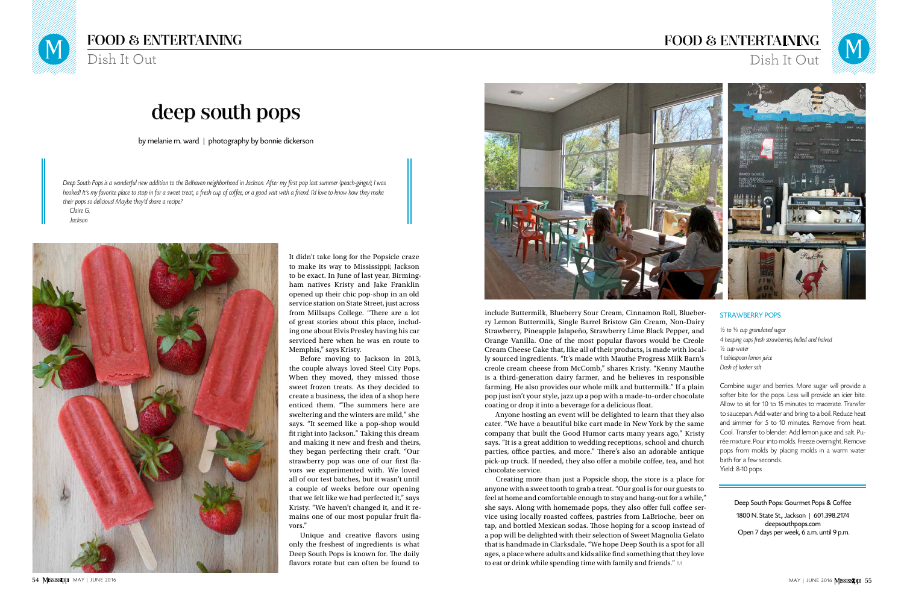# deep south pops

by melanie m. ward | photography by bonnie dickerson

> *Deep South Pops is a wonderful new addition to the Belhaven neighborhood in Jackson. After my first pop last summer (peach-ginger), I was hooked! It's my favorite place to stop in for a sweet treat, a fresh cup of coffee, or a good visit with a friend. I'd love to know how they make their pops so delicious! Maybe they'd share a recipe?*
> *Claire G.*
> *Jackson*

It didn't take long for the Popsicle craze to make its way to Mississippi; Jackson to be exact. In June of last year, Birmingham natives Kristy and Jake Franklin opened up their chic pop-shop in an old service station on State Street, just across from Millsaps College. "There are a lot of great stories about this place, including one about Elvis Presley having his car serviced here when he was en route to Memphis," says Kristy.

Before moving to Jackson in 2013, the couple always loved Steel City Pops. When they moved, they missed those sweet frozen treats. As they decided to create a business, the idea of a shop here enticed them. "The summers here are sweltering and the winters are mild," she says. "It seemed like a pop-shop would fit right into Jackson." Taking this dream and making it new and fresh and theirs, they began perfecting their craft. "Our strawberry pop was one of our first flavors we experimented with. We loved all of our test batches, but it wasn't until a couple of weeks before our opening that we felt like we had perfected it," says Kristy. "We haven't changed it, and it remains one of our most popular fruit flavors."

Unique and creative flavors using only the freshest of ingredients is what Deep South Pops is known for. The daily flavors rotate but can often be found to include Buttermilk, Blueberry Sour Cream, Cinnamon Roll, Blueberry Lemon Buttermilk, Single Barrel Bristow Gin Cream, Non-Dairy Strawberry, Pineapple Jalapeño, Strawberry Lime Black Pepper, and Orange Vanilla. One of the most popular flavors would be Creole Cream Cheese Cake that, like all of their products, is made with locally sourced ingredients. "It's made with Mauthe Progress Milk Barn's creole cream cheese from McComb," shares Kristy. "Kenny Mauthe is a third-generation dairy farmer, and he believes in responsible farming. He also provides our whole milk and buttermilk." If a plain pop just isn't your style, jazz up a pop with a made-to-order chocolate coating or drop it into a beverage for a delicious float.

Anyone hosting an event will be delighted to learn that they also cater. "We have a beautiful bike cart made in New York by the same company that built the Good Humor carts many years ago," Kristy says. "It is a great addition to wedding receptions, school and church parties, office parties, and more." There's also an adorable antique pick-up truck. If needed, they also offer a mobile coffee, tea, and hot chocolate service.

Creating more than just a Popsicle shop, the store is a place for anyone with a sweet tooth to grab a treat. "Our goal is for our guests to feel at home and comfortable enough to stay and hang-out for a while," she says. Along with homemade pops, they also offer full coffee service using locally roasted coffees, pastries from LaBrioche, beer on tap, and bottled Mexican sodas. Those hoping for a scoop instead of a pop will be delighted with their selection of Sweet Magnolia Gelato that is handmade in Clarksdale. "We hope Deep South is a spot for all ages, a place where adults and kids alike find something that they love to eat or drink while spending time with family and friends." M

## STRAWBERRY POPS

*½ to ¾ cup granulated sugar*
*4 heaping cups fresh strawberries, hulled and halved*
*½ cup water*
*1 tablespoon lemon juice*
*Dash of kosher salt*

Combine sugar and berries. More sugar will provide a softer bite for the pops. Less will provide an icier bite. Allow to sit for 10 to 15 minutes to macerate. Transfer to saucepan. Add water and bring to a boil. Reduce heat and simmer for 5 to 10 minutes. Remove from heat. Cool. Transfer to blender. Add lemon juice and salt. Purée mixture. Pour into molds. Freeze overnight. Remove pops from molds by placing molds in a warm water bath for a few seconds.
Yield: 8-10 pops

Deep South Pops: Gourmet Pops & Coffee
1800 N. State St., Jackson | 601.398.2174
deepsouthpops.com
Open 7 days per week, 6 a.m. until 9 p.m.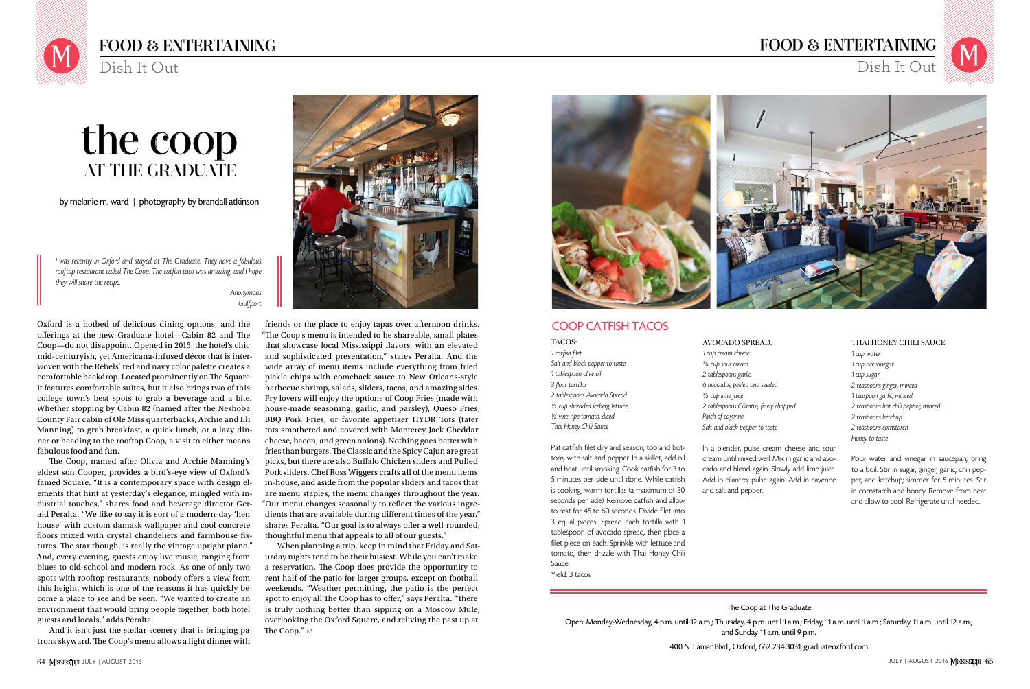# the coop

## AT THE GRADUATE

by melanie m. ward | photography by brandall atkinson

*I was recently in Oxford and stayed at The Graduate. They have a fabulous rooftop restaurant called The Coop. The catfish taco was amazing, and I hope they will share the recipe.*

*Anonymous*
*Gulfport*

Oxford is a hotbed of delicious dining options, and the offerings at the new Graduate hotel—Cabin 82 and The Coop—do not disappoint. Opened in 2015, the hotel's chic, mid-centuryish, yet Americana-infused décor that is interwoven with the Rebels' red and navy color palette creates a comfortable backdrop. Located prominently on The Square it features comfortable suites, but it also brings two of this college town's best spots to grab a beverage and a bite. Whether stopping by Cabin 82 (named after the Neshoba County Fair cabin of Ole Miss quarterbacks, Archie and Eli Manning) to grab breakfast, a quick lunch, or a lazy dinner or heading to the rooftop Coop, a visit to either means fabulous food and fun.

The Coop, named after Olivia and Archie Manning's eldest son Cooper, provides a bird's-eye view of Oxford's famed Square. "It is a contemporary space with design elements that hint at yesterday's elegance, mingled with industrial touches," shares food and beverage director Gerald Peralta. "We like to say it is sort of a modern-day 'hen house' with custom damask wallpaper and cool concrete floors mixed with crystal chandeliers and farmhouse fixtures. The star though, is really the vintage upright piano." And, every evening, guests enjoy live music, ranging from blues to old-school and modern rock. As one of only two spots with rooftop restaurants, nobody offers a view from this height, which is one of the reasons it has quickly become a place to see and be seen. "We wanted to create an environment that would bring people together, both hotel guests and locals," adds Peralta.

And it isn't just the stellar scenery that is bringing patrons skyward. The Coop's menu allows a light dinner with friends or the place to enjoy tapas over afternoon drinks. "The Coop's menu is intended to be shareable, small plates that showcase local Mississippi flavors, with an elevated and sophisticated presentation," states Peralta. And the wide array of menu items include everything from fried pickle chips with comeback sauce to New Orleans-style barbecue shrimp, salads, sliders, tacos, and amazing sides. Fry lovers will enjoy the options of Coop Fries (made with house-made seasoning, garlic, and parsley), Queso Fries, BBQ Pork Fries, or favorite appetizer HYDR Tots (tater tots smothered and covered with Monterey Jack Cheddar cheese, bacon, and green onions). Nothing goes better with fries than burgers. The Classic and the Spicy Cajun are great picks, but there are also Buffalo Chicken sliders and Pulled Pork sliders. Chef Ross Wiggers crafts all of the menu items in-house, and aside from the popular sliders and tacos that are menu staples, the menu changes throughout the year. "Our menu changes seasonally to reflect the various ingredients that are available during different times of the year," shares Peralta. "Our goal is to always offer a well-rounded, thoughtful menu that appeals to all of our guests."

When planning a trip, keep in mind that Friday and Saturday nights tend to be their busiest. While you can't make a reservation, The Coop does provide the opportunity to rent half of the patio for larger groups, except on football weekends. "Weather permitting, the patio is the perfect spot to enjoy all The Coop has to offer," says Peralta. "There is truly nothing better than sipping on a Moscow Mule, overlooking the Oxford Square, and reliving the past up at The Coop." M

## COOP CATFISH TACOS

### TACOS:

*1 catfish filet*
*Salt and black pepper to taste*
*1 tablespoon olive oil*
*3 flour tortillas*
*2 tablespoons Avocado Spread*
*½ cup shredded iceberg lettuce*
*½ vine-ripe tomato, diced*
*Thai Honey Chili Sauce*

Pat catfish filet dry and season, top and bottom, with salt and pepper. In a skillet, add oil and heat until smoking. Cook catfish for 3 to 5 minutes per side until done. While catfish is cooking, warm tortillas (a maximum of 30 seconds per side). Remove catfish and allow to rest for 45 to 60 seconds. Divide filet into 3 equal pieces. Spread each tortilla with 1 tablespoon of avocado spread, then place a filet piece on each. Sprinkle with lettuce and tomato, then drizzle with Thai Honey Chili Sauce.

Yield: 3 tacos

### AVOCADO SPREAD:

*1 cup cream cheese*
*¾ cup sour cream*
*2 tablespoons garlic*
*6 avocados, peeled and seeded*
*½ cup lime juice*
*2 tablespoons Cilantro, finely chopped*
*Pinch of cayenne*
*Salt and black pepper to taste*

In a blender, pulse cream cheese and sour cream until mixed well. Mix in garlic and avocado and blend again. Slowly add lime juice. Add in cilantro; pulse again. Add in cayenne and salt and pepper.

### THAI HONEY CHILI SAUCE:

*1 cup water*
*1 cup rice vinegar*
*1 cup sugar*
*2 teaspoons ginger, minced*
*1 teaspoon garlic, minced*
*2 teaspoons hot chili pepper, minced*
*2 teaspoons ketchup*
*2 teaspoons cornstarch*
*Honey to taste*

Pour water and vinegar in saucepan; bring to a boil. Stir in sugar, ginger, garlic, chili pepper, and ketchup; simmer for 5 minutes. Stir in cornstarch and honey. Remove from heat and allow to cool. Refrigerate until needed.

The Coop at The Graduate

Open: Monday-Wednesday, 4 p.m. until 12 a.m.; Thursday, 4 p.m. until 1 a.m.; Friday, 11 a.m. until 1 a.m.; Saturday 11 a.m. until 12 a.m.; and Sunday 11 a.m. until 9 p.m.

400 N. Lamar Blvd., Oxford, 662.234.3031, graduateoxford.com